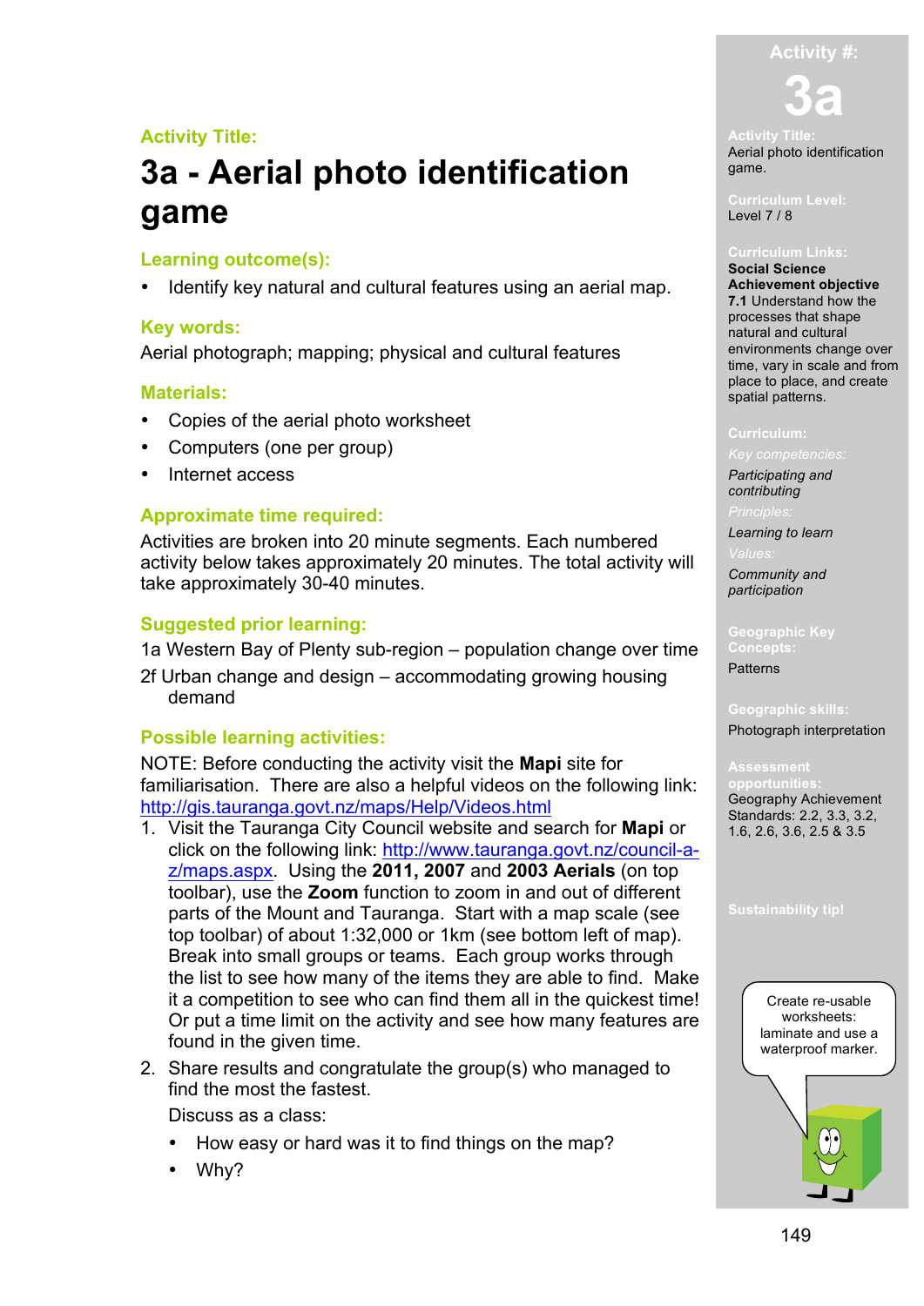Activity Title:

# 3a - Aerial photo identification game

## Learning outcome(s):

- Identify key natural and cultural features using an aerial map.

## Key words:

Aerial photograph; mapping; physical and cultural features

## Materials:

- Copies of the aerial photo worksheet
- Computers (one per group)
- Internet access

## Approximate time required:

Activities are broken into 20 minute segments. Each numbered activity below takes approximately 20 minutes. The total activity will take approximately 30-40 minutes.

## Suggested prior learning:

1a Western Bay of Plenty sub-region – population change over time

2f Urban change and design – accommodating growing housing demand

## Possible learning activities:

NOTE: Before conducting the activity visit the **Mapi** site for familiarisation. There are also a helpful videos on the following link: http://gis.tauranga.govt.nz/maps/Help/Videos.html

1. Visit the Tauranga City Council website and search for **Mapi** or click on the following link: http://www.tauranga.govt.nz/council-a-z/maps.aspx. Using the **2011, 2007** and **2003 Aerials** (on top toolbar), use the **Zoom** function to zoom in and out of different parts of the Mount and Tauranga. Start with a map scale (see top toolbar) of about 1:32,000 or 1km (see bottom left of map). Break into small groups or teams. Each group works through the list to see how many of the items they are able to find. Make it a competition to see who can find them all in the quickest time! Or put a time limit on the activity and see how many features are found in the given time.
2. Share results and congratulate the group(s) who managed to find the most the fastest.

   Discuss as a class:

   - How easy or hard was it to find things on the map?
   - Why?

---

**Activity #:** 3a

**Activity Title:** Aerial photo identification game.

**Curriculum Level:** Level 7 / 8

**Curriculum Links:**
**Social Science Achievement objective**
**7.1** Understand how the processes that shape natural and cultural environments change over time, vary in scale and from place to place, and create spatial patterns.

**Curriculum:**
*Key competencies:*
*Participating and contributing*
*Principles:*
*Learning to learn*
*Values:*
*Community and participation*

**Geographic Key Concepts:**
Patterns

**Geographic skills:**
Photograph interpretation

**Assessment opportunities:**
Geography Achievement Standards: 2.2, 3.3, 3.2, 1.6, 2.6, 3.6, 2.5 & 3.5

**Sustainability tip!**
Create re-usable worksheets: laminate and use a waterproof marker.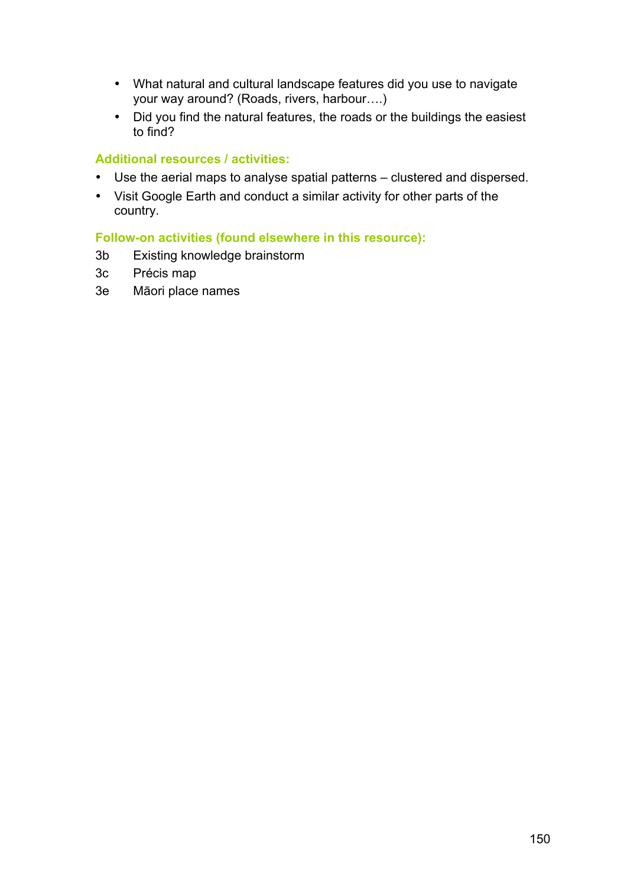- What natural and cultural landscape features did you use to navigate your way around? (Roads, rivers, harbour….)
- Did you find the natural features, the roads or the buildings the easiest to find?

### Additional resources / activities:

- Use the aerial maps to analyse spatial patterns – clustered and dispersed.
- Visit Google Earth and conduct a similar activity for other parts of the country.

### Follow-on activities (found elsewhere in this resource):

3b Existing knowledge brainstorm

3c Précis map

3e Māori place names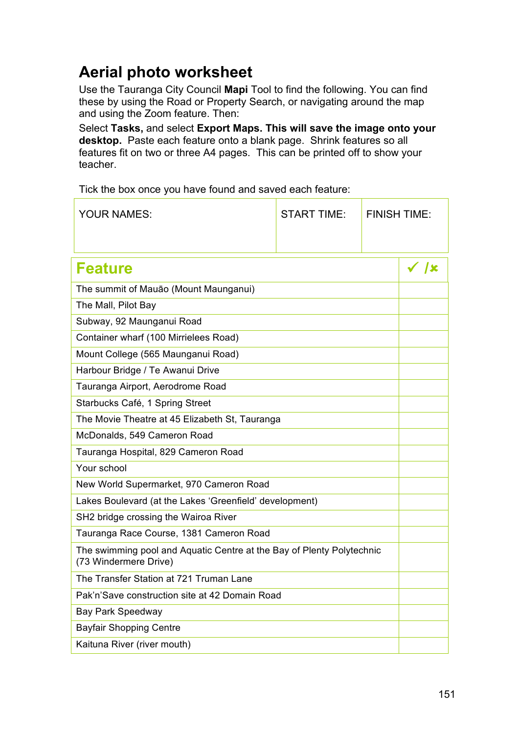# Aerial photo worksheet

Use the Tauranga City Council **Mapi** Tool to find the following. You can find these by using the Road or Property Search, or navigating around the map and using the Zoom feature. Then:

Select **Tasks,** and select **Export Maps. This will save the image onto your desktop.** Paste each feature onto a blank page. Shrink features so all features fit on two or three A4 pages. This can be printed off to show your teacher.

Tick the box once you have found and saved each feature:

| YOUR NAMES: | START TIME: | FINISH TIME: |
|---|---|---|
| | | |

| Feature | ✓ /✗ |
|---|---|
| The summit of Mauāo (Mount Maunganui) | |
| The Mall, Pilot Bay | |
| Subway, 92 Maunganui Road | |
| Container wharf (100 Mirrielees Road) | |
| Mount College (565 Maunganui Road) | |
| Harbour Bridge / Te Awanui Drive | |
| Tauranga Airport, Aerodrome Road | |
| Starbucks Café, 1 Spring Street | |
| The Movie Theatre at 45 Elizabeth St, Tauranga | |
| McDonalds, 549 Cameron Road | |
| Tauranga Hospital, 829 Cameron Road | |
| Your school | |
| New World Supermarket, 970 Cameron Road | |
| Lakes Boulevard (at the Lakes 'Greenfield' development) | |
| SH2 bridge crossing the Wairoa River | |
| Tauranga Race Course, 1381 Cameron Road | |
| The swimming pool and Aquatic Centre at the Bay of Plenty Polytechnic (73 Windermere Drive) | |
| The Transfer Station at 721 Truman Lane | |
| Pak'n'Save construction site at 42 Domain Road | |
| Bay Park Speedway | |
| Bayfair Shopping Centre | |
| Kaituna River (river mouth) | |